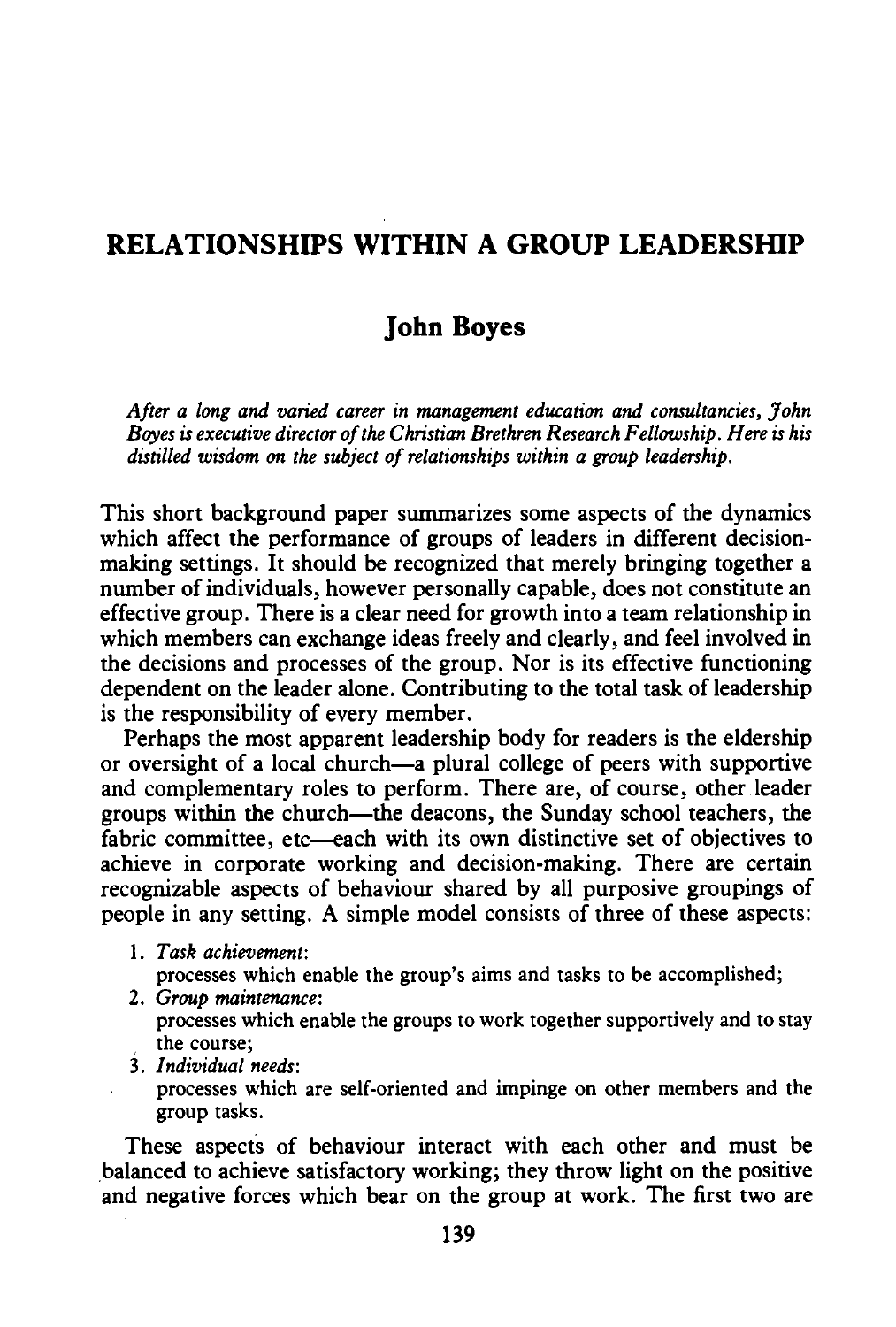# RELATIONSHIPS WITHIN A GROUP LEADERSHIP

## John Boyes

*After a long and varied career in management education and consultancies, John Boyes is executive director of the Christian Brethren Research Fellowship. Here is his distilled wisdom on the subject of relationships within a group leadership.*

This short background paper summarizes some aspects of the dynamics which affect the performance of groups of leaders in different decision-making settings. It should be recognized that merely bringing together a number of individuals, however personally capable, does not constitute an effective group. There is a clear need for growth into a team relationship in which members can exchange ideas freely and clearly, and feel involved in the decisions and processes of the group. Nor is its effective functioning dependent on the leader alone. Contributing to the total task of leadership is the responsibility of every member.

Perhaps the most apparent leadership body for readers is the eldership or oversight of a local church—a plural college of peers with supportive and complementary roles to perform. There are, of course, other leader groups within the church—the deacons, the Sunday school teachers, the fabric committee, etc—each with its own distinctive set of objectives to achieve in corporate working and decision-making. There are certain recognizable aspects of behaviour shared by all purposive groupings of people in any setting. A simple model consists of three of these aspects:

1. *Task achievement*:
   processes which enable the group's aims and tasks to be accomplished;
2. *Group maintenance*:
   processes which enable the groups to work together supportively and to stay the course;
3. *Individual needs*:
   processes which are self-oriented and impinge on other members and the group tasks.

These aspects of behaviour interact with each other and must be balanced to achieve satisfactory working; they throw light on the positive and negative forces which bear on the group at work. The first two are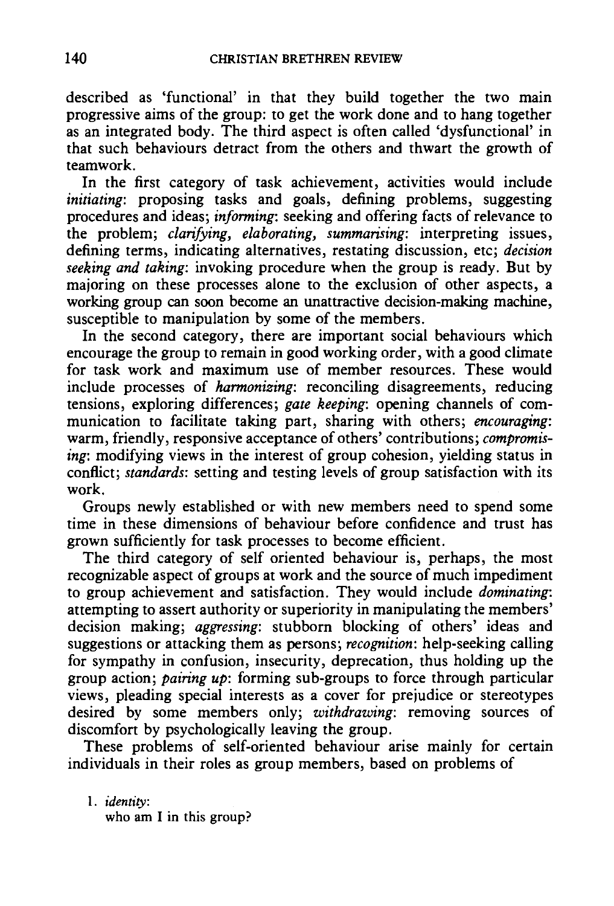described as 'functional' in that they build together the two main progressive aims of the group: to get the work done and to hang together as an integrated body. The third aspect is often called 'dysfunctional' in that such behaviours detract from the others and thwart the growth of teamwork.

In the first category of task achievement, activities would include *initiating*: proposing tasks and goals, defining problems, suggesting procedures and ideas; *informing*: seeking and offering facts of relevance to the problem; *clarifying, elaborating, summarising*: interpreting issues, defining terms, indicating alternatives, restating discussion, etc; *decision seeking and taking*: invoking procedure when the group is ready. But by majoring on these processes alone to the exclusion of other aspects, a working group can soon become an unattractive decision-making machine, susceptible to manipulation by some of the members.

In the second category, there are important social behaviours which encourage the group to remain in good working order, with a good climate for task work and maximum use of member resources. These would include processes of *harmonizing*: reconciling disagreements, reducing tensions, exploring differences; *gate keeping*: opening channels of communication to facilitate taking part, sharing with others; *encouraging*: warm, friendly, responsive acceptance of others' contributions; *compromising*: modifying views in the interest of group cohesion, yielding status in conflict; *standards*: setting and testing levels of group satisfaction with its work.

Groups newly established or with new members need to spend some time in these dimensions of behaviour before confidence and trust has grown sufficiently for task processes to become efficient.

The third category of self oriented behaviour is, perhaps, the most recognizable aspect of groups at work and the source of much impediment to group achievement and satisfaction. They would include *dominating*: attempting to assert authority or superiority in manipulating the members' decision making; *aggressing*: stubborn blocking of others' ideas and suggestions or attacking them as persons; *recognition*: help-seeking calling for sympathy in confusion, insecurity, deprecation, thus holding up the group action; *pairing up*: forming sub-groups to force through particular views, pleading special interests as a cover for prejudice or stereotypes desired by some members only; *withdrawing*: removing sources of discomfort by psychologically leaving the group.

These problems of self-oriented behaviour arise mainly for certain individuals in their roles as group members, based on problems of

1. *identity*:
   who am I in this group?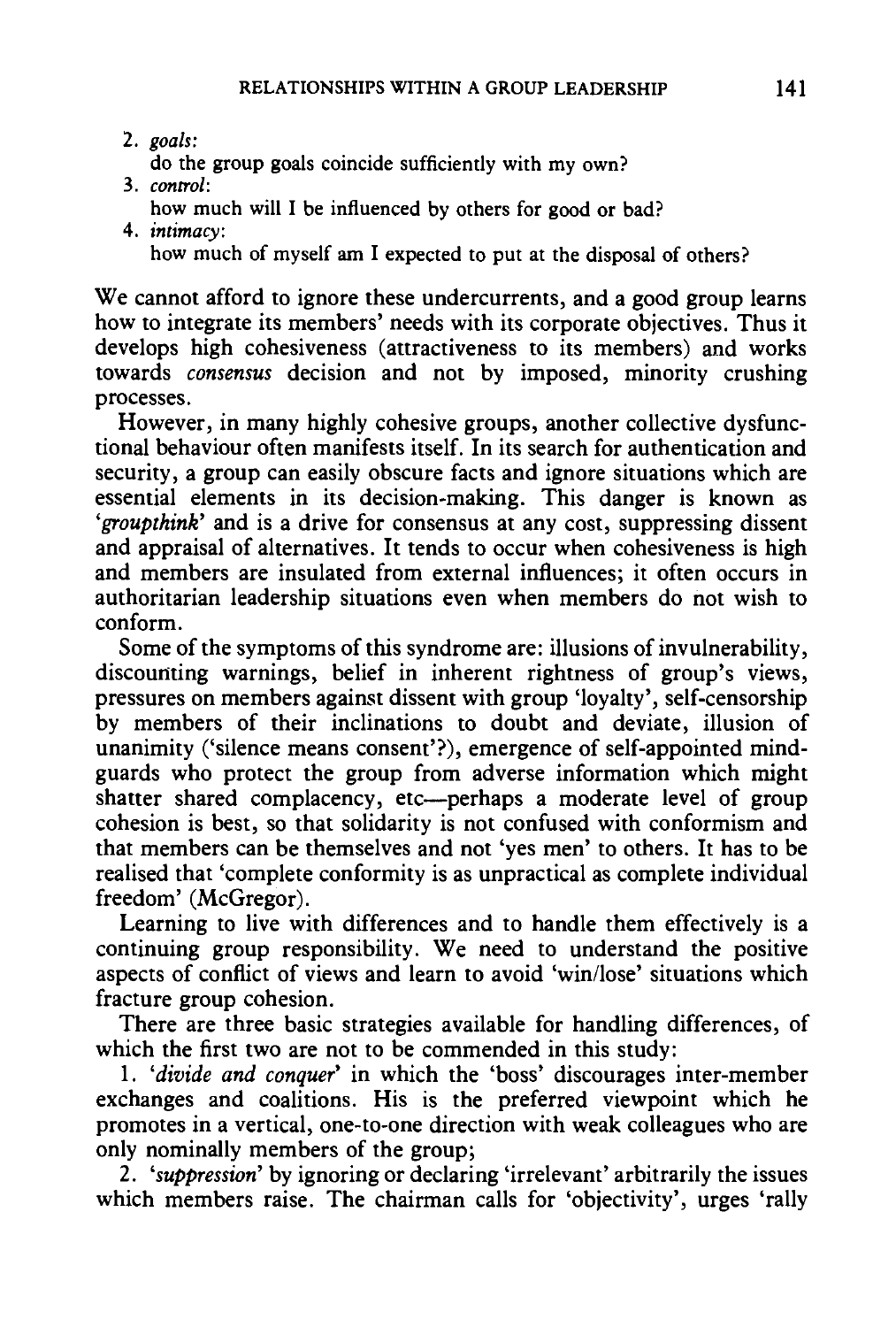2. *goals*:
   do the group goals coincide sufficiently with my own?
3. *control*:
   how much will I be influenced by others for good or bad?
4. *intimacy*:
   how much of myself am I expected to put at the disposal of others?

We cannot afford to ignore these undercurrents, and a good group learns how to integrate its members' needs with its corporate objectives. Thus it develops high cohesiveness (attractiveness to its members) and works towards *consensus* decision and not by imposed, minority crushing processes.

However, in many highly cohesive groups, another collective dysfunctional behaviour often manifests itself. In its search for authentication and security, a group can easily obscure facts and ignore situations which are essential elements in its decision-making. This danger is known as *'groupthink'* and is a drive for consensus at any cost, suppressing dissent and appraisal of alternatives. It tends to occur when cohesiveness is high and members are insulated from external influences; it often occurs in authoritarian leadership situations even when members do not wish to conform.

Some of the symptoms of this syndrome are: illusions of invulnerability, discounting warnings, belief in inherent rightness of group's views, pressures on members against dissent with group 'loyalty', self-censorship by members of their inclinations to doubt and deviate, illusion of unanimity ('silence means consent'?), emergence of self-appointed mind-guards who protect the group from adverse information which might shatter shared complacency, etc—perhaps a moderate level of group cohesion is best, so that solidarity is not confused with conformism and that members can be themselves and not 'yes men' to others. It has to be realised that 'complete conformity is as unpractical as complete individual freedom' (McGregor).

Learning to live with differences and to handle them effectively is a continuing group responsibility. We need to understand the positive aspects of conflict of views and learn to avoid 'win/lose' situations which fracture group cohesion.

There are three basic strategies available for handling differences, of which the first two are not to be commended in this study:

1. *'divide and conquer'* in which the 'boss' discourages inter-member exchanges and coalitions. His is the preferred viewpoint which he promotes in a vertical, one-to-one direction with weak colleagues who are only nominally members of the group;

2. *'suppression'* by ignoring or declaring 'irrelevant' arbitrarily the issues which members raise. The chairman calls for 'objectivity', urges 'rally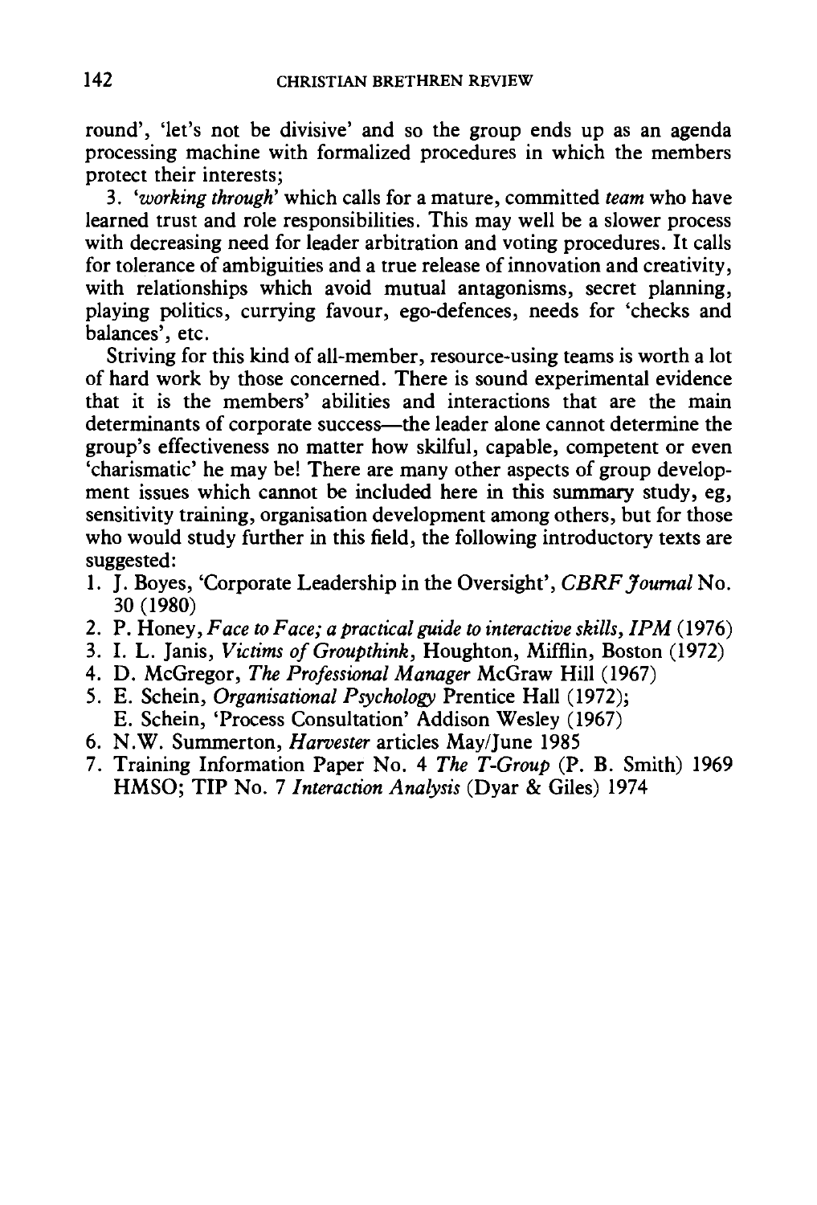round', 'let's not be divisive' and so the group ends up as an agenda processing machine with formalized procedures in which the members protect their interests;

3. *'working through'* which calls for a mature, committed *team* who have learned trust and role responsibilities. This may well be a slower process with decreasing need for leader arbitration and voting procedures. It calls for tolerance of ambiguities and a true release of innovation and creativity, with relationships which avoid mutual antagonisms, secret planning, playing politics, currying favour, ego-defences, needs for 'checks and balances', etc.

Striving for this kind of all-member, resource-using teams is worth a lot of hard work by those concerned. There is sound experimental evidence that it is the members' abilities and interactions that are the main determinants of corporate success—the leader alone cannot determine the group's effectiveness no matter how skilful, capable, competent or even 'charismatic' he may be! There are many other aspects of group development issues which cannot be included here in this summary study, eg, sensitivity training, organisation development among others, but for those who would study further in this field, the following introductory texts are suggested:

1. J. Boyes, 'Corporate Leadership in the Oversight', *CBRF Journal* No. 30 (1980)
2. P. Honey, *Face to Face; a practical guide to interactive skills, IPM* (1976)
3. I. L. Janis, *Victims of Groupthink*, Houghton, Mifflin, Boston (1972)
4. D. McGregor, *The Professional Manager* McGraw Hill (1967)
5. E. Schein, *Organisational Psychology* Prentice Hall (1972);
   E. Schein, 'Process Consultation' Addison Wesley (1967)
6. N.W. Summerton, *Harvester* articles May/June 1985
7. Training Information Paper No. 4 *The T-Group* (P. B. Smith) 1969 HMSO; TIP No. 7 *Interaction Analysis* (Dyar & Giles) 1974